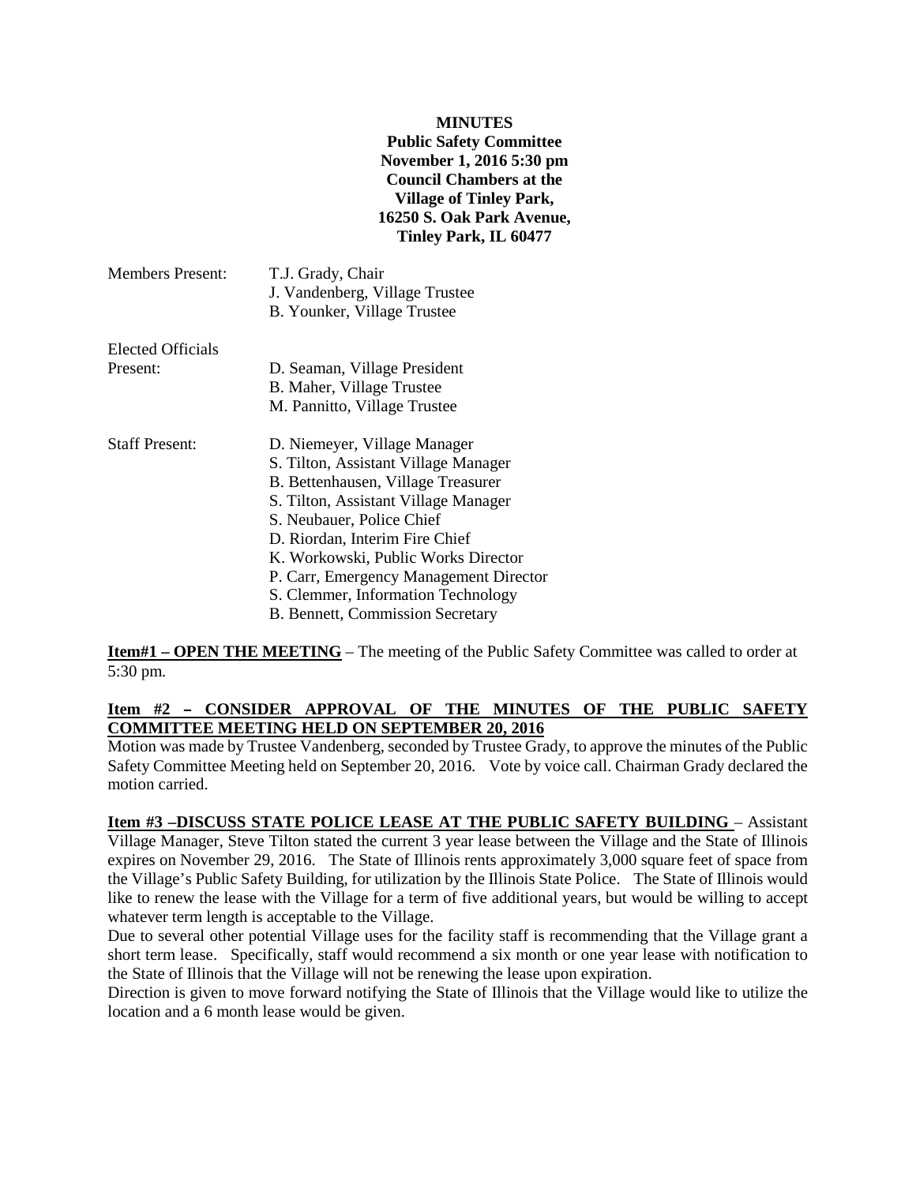**MINUTES**
**Public Safety Committee**
**November 1, 2016 5:30 pm**
**Council Chambers at the**
**Village of Tinley Park,**
**16250 S. Oak Park Avenue,**
**Tinley Park, IL 60477**

Members Present: T.J. Grady, Chair
J. Vandenberg, Village Trustee
B. Younker, Village Trustee

Elected Officials Present: D. Seaman, Village President
B. Maher, Village Trustee
M. Pannitto, Village Trustee

Staff Present: D. Niemeyer, Village Manager
S. Tilton, Assistant Village Manager
B. Bettenhausen, Village Treasurer
S. Tilton, Assistant Village Manager
S. Neubauer, Police Chief
D. Riordan, Interim Fire Chief
K. Workowski, Public Works Director
P. Carr, Emergency Management Director
S. Clemmer, Information Technology
B. Bennett, Commission Secretary

**Item#1 – OPEN THE MEETING** – The meeting of the Public Safety Committee was called to order at 5:30 pm.

**Item #2 – CONSIDER APPROVAL OF THE MINUTES OF THE PUBLIC SAFETY COMMITTEE MEETING HELD ON SEPTEMBER 20, 2016**
Motion was made by Trustee Vandenberg, seconded by Trustee Grady, to approve the minutes of the Public Safety Committee Meeting held on September 20, 2016. Vote by voice call. Chairman Grady declared the motion carried.

**Item #3 –DISCUSS STATE POLICE LEASE AT THE PUBLIC SAFETY BUILDING** – Assistant Village Manager, Steve Tilton stated the current 3 year lease between the Village and the State of Illinois expires on November 29, 2016. The State of Illinois rents approximately 3,000 square feet of space from the Village's Public Safety Building, for utilization by the Illinois State Police. The State of Illinois would like to renew the lease with the Village for a term of five additional years, but would be willing to accept whatever term length is acceptable to the Village.

Due to several other potential Village uses for the facility staff is recommending that the Village grant a short term lease. Specifically, staff would recommend a six month or one year lease with notification to the State of Illinois that the Village will not be renewing the lease upon expiration.

Direction is given to move forward notifying the State of Illinois that the Village would like to utilize the location and a 6 month lease would be given.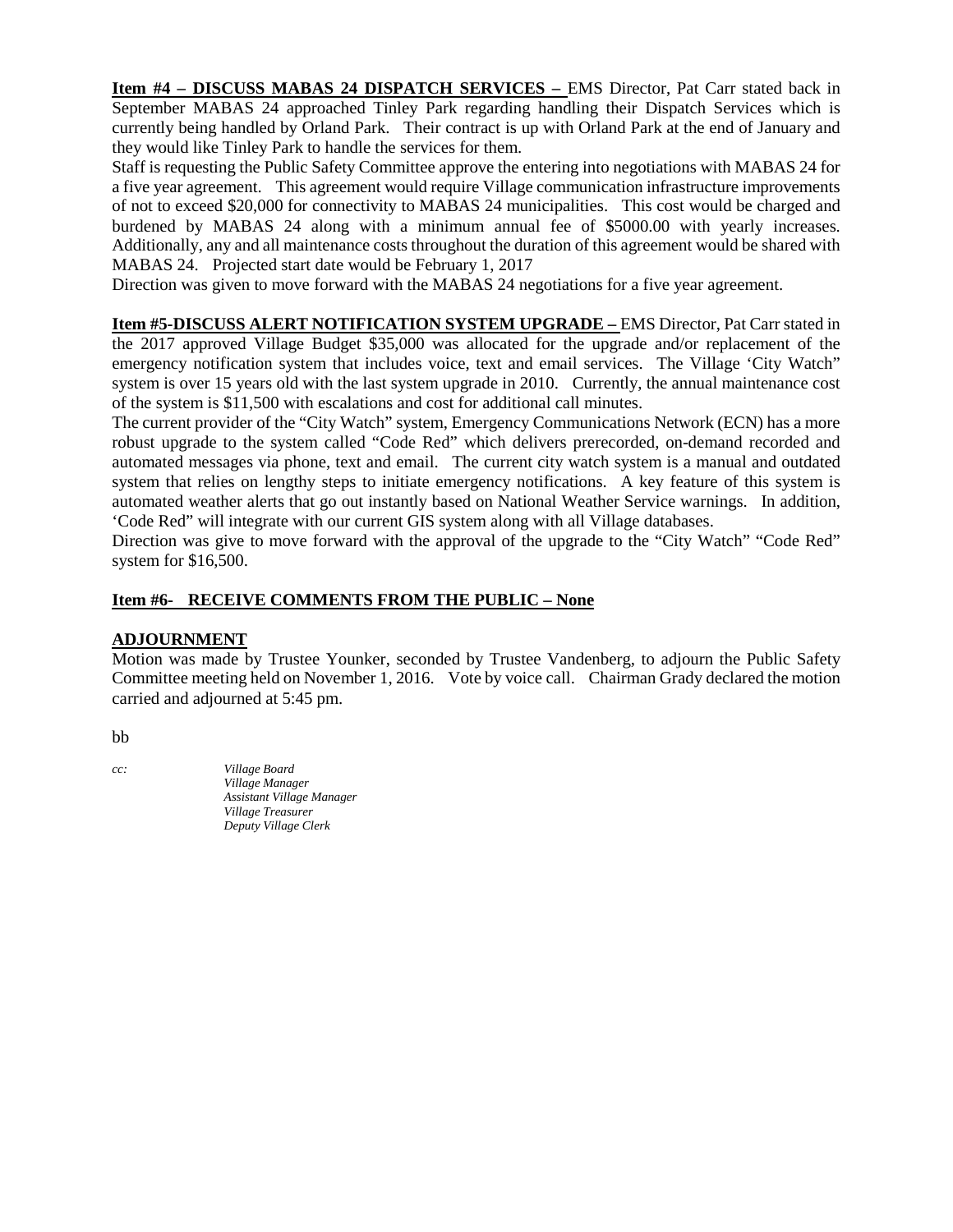**Item #4 – DISCUSS MABAS 24 DISPATCH SERVICES –** EMS Director, Pat Carr stated back in September MABAS 24 approached Tinley Park regarding handling their Dispatch Services which is currently being handled by Orland Park. Their contract is up with Orland Park at the end of January and they would like Tinley Park to handle the services for them.

Staff is requesting the Public Safety Committee approve the entering into negotiations with MABAS 24 for a five year agreement. This agreement would require Village communication infrastructure improvements of not to exceed $20,000 for connectivity to MABAS 24 municipalities. This cost would be charged and burdened by MABAS 24 along with a minimum annual fee of $5000.00 with yearly increases. Additionally, any and all maintenance costs throughout the duration of this agreement would be shared with MABAS 24. Projected start date would be February 1, 2017

Direction was given to move forward with the MABAS 24 negotiations for a five year agreement.

**Item #5-DISCUSS ALERT NOTIFICATION SYSTEM UPGRADE –** EMS Director, Pat Carr stated in the 2017 approved Village Budget $35,000 was allocated for the upgrade and/or replacement of the emergency notification system that includes voice, text and email services. The Village 'City Watch" system is over 15 years old with the last system upgrade in 2010. Currently, the annual maintenance cost of the system is $11,500 with escalations and cost for additional call minutes.

The current provider of the "City Watch" system, Emergency Communications Network (ECN) has a more robust upgrade to the system called "Code Red" which delivers prerecorded, on-demand recorded and automated messages via phone, text and email. The current city watch system is a manual and outdated system that relies on lengthy steps to initiate emergency notifications. A key feature of this system is automated weather alerts that go out instantly based on National Weather Service warnings. In addition, 'Code Red" will integrate with our current GIS system along with all Village databases.

Direction was give to move forward with the approval of the upgrade to the "City Watch" "Code Red" system for $16,500.

**Item #6- RECEIVE COMMENTS FROM THE PUBLIC – None**

**ADJOURNMENT**

Motion was made by Trustee Younker, seconded by Trustee Vandenberg, to adjourn the Public Safety Committee meeting held on November 1, 2016. Vote by voice call. Chairman Grady declared the motion carried and adjourned at 5:45 pm.

bb

*cc:* *Village Board*
*Village Manager*
*Assistant Village Manager*
*Village Treasurer*
*Deputy Village Clerk*